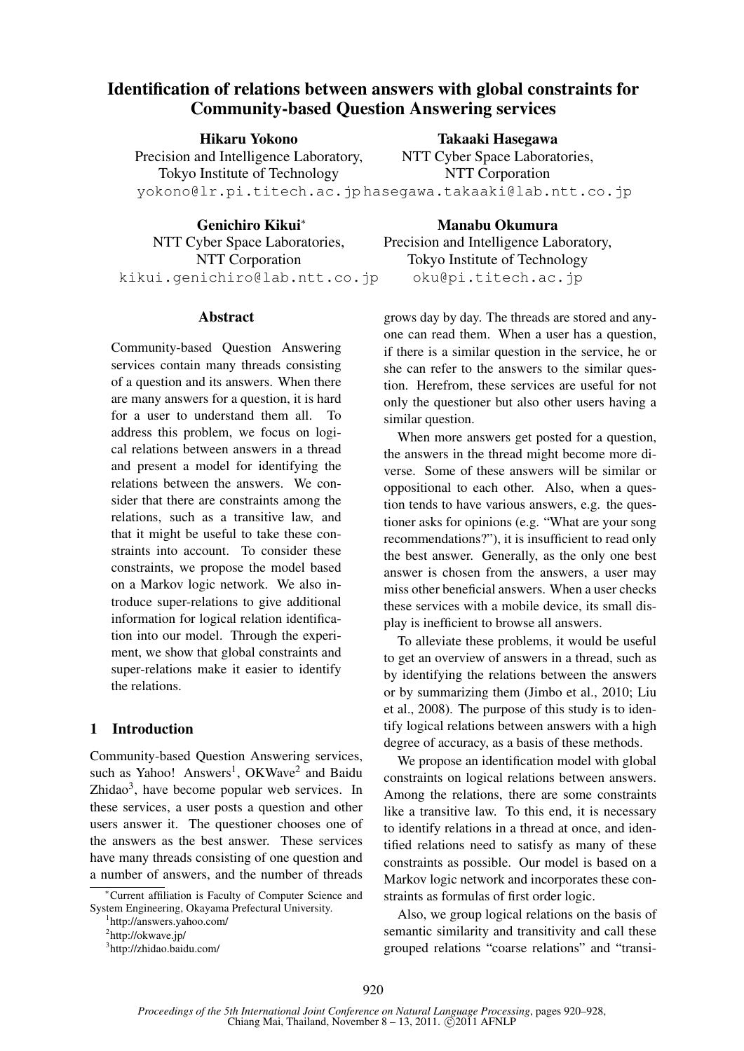# Identification of relations between answers with global constraints for Community-based Question Answering services

**Hikaru Yokono**
Precision and Intelligence Laboratory,
Tokyo Institute of Technology
yokono@lr.pi.titech.ac.jp

**Takaaki Hasegawa**
NTT Cyber Space Laboratories,
NTT Corporation
hasegawa.takaaki@lab.ntt.co.jp

**Genichiro Kikui***
NTT Cyber Space Laboratories,
NTT Corporation
kikui.genichiro@lab.ntt.co.jp

**Manabu Okumura**
Precision and Intelligence Laboratory,
Tokyo Institute of Technology
oku@pi.titech.ac.jp

## Abstract

Community-based Question Answering services contain many threads consisting of a question and its answers. When there are many answers for a question, it is hard for a user to understand them all. To address this problem, we focus on logical relations between answers in a thread and present a model for identifying the relations between the answers. We consider that there are constraints among the relations, such as a transitive law, and that it might be useful to take these constraints into account. To consider these constraints, we propose the model based on a Markov logic network. We also introduce super-relations to give additional information for logical relation identification into our model. Through the experiment, we show that global constraints and super-relations make it easier to identify the relations.

## 1 Introduction

Community-based Question Answering services, such as Yahoo! Answers[1], OKWave[2] and Baidu Zhidao[3], have become popular web services. In these services, a user posts a question and other users answer it. The questioner chooses one of the answers as the best answer. These services have many threads consisting of one question and a number of answers, and the number of threads grows day by day. The threads are stored and anyone can read them. When a user has a question, if there is a similar question in the service, he or she can refer to the answers to the similar question. Herefrom, these services are useful for not only the questioner but also other users having a similar question.

When more answers get posted for a question, the answers in the thread might become more diverse. Some of these answers will be similar or oppositional to each other. Also, when a question tends to have various answers, e.g. the questioner asks for opinions (e.g. "What are your song recommendations?"), it is insufficient to read only the best answer. Generally, as the only one best answer is chosen from the answers, a user may miss other beneficial answers. When a user checks these services with a mobile device, its small display is inefficient to browse all answers.

To alleviate these problems, it would be useful to get an overview of answers in a thread, such as by identifying the relations between the answers or by summarizing them (Jimbo et al., 2010; Liu et al., 2008). The purpose of this study is to identify logical relations between answers with a high degree of accuracy, as a basis of these methods.

We propose an identification model with global constraints on logical relations between answers. Among the relations, there are some constraints like a transitive law. To this end, it is necessary to identify relations in a thread at once, and identified relations need to satisfy as many of these constraints as possible. Our model is based on a Markov logic network and incorporates these constraints as formulas of first order logic.

Also, we group logical relations on the basis of semantic similarity and transitivity and call these grouped relations "coarse relations" and "transi-

*Current affiliation is Faculty of Computer Science and System Engineering, Okayama Prefectural University.

[1] http://answers.yahoo.com/

[2] http://okwave.jp/

[3] http://zhidao.baidu.com/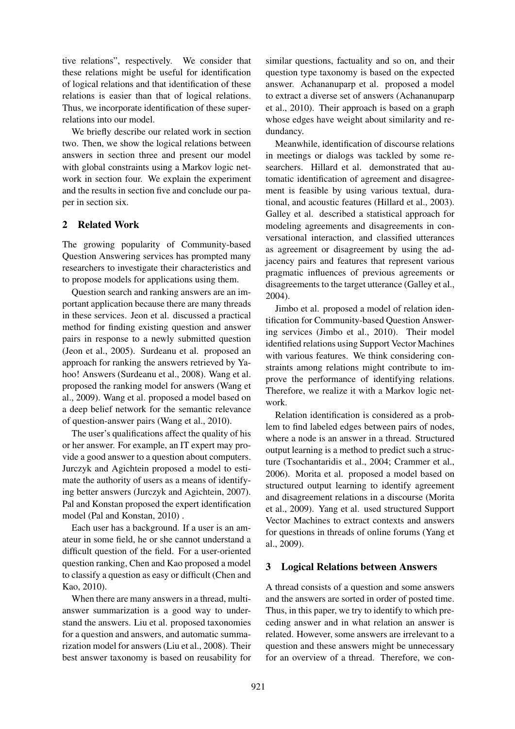tive relations", respectively. We consider that these relations might be useful for identification of logical relations and that identification of these relations is easier than that of logical relations. Thus, we incorporate identification of these super-relations into our model.

We briefly describe our related work in section two. Then, we show the logical relations between answers in section three and present our model with global constraints using a Markov logic network in section four. We explain the experiment and the results in section five and conclude our paper in section six.

## 2 Related Work

The growing popularity of Community-based Question Answering services has prompted many researchers to investigate their characteristics and to propose models for applications using them.

Question search and ranking answers are an important application because there are many threads in these services. Jeon et al. discussed a practical method for finding existing question and answer pairs in response to a newly submitted question (Jeon et al., 2005). Surdeanu et al. proposed an approach for ranking the answers retrieved by Yahoo! Answers (Surdeanu et al., 2008). Wang et al. proposed the ranking model for answers (Wang et al., 2009). Wang et al. proposed a model based on a deep belief network for the semantic relevance of question-answer pairs (Wang et al., 2010).

The user's qualifications affect the quality of his or her answer. For example, an IT expert may provide a good answer to a question about computers. Jurczyk and Agichtein proposed a model to estimate the authority of users as a means of identifying better answers (Jurczyk and Agichtein, 2007). Pal and Konstan proposed the expert identification model (Pal and Konstan, 2010) .

Each user has a background. If a user is an amateur in some field, he or she cannot understand a difficult question of the field. For a user-oriented question ranking, Chen and Kao proposed a model to classify a question as easy or difficult (Chen and Kao, 2010).

When there are many answers in a thread, multi-answer summarization is a good way to understand the answers. Liu et al. proposed taxonomies for a question and answers, and automatic summarization model for answers (Liu et al., 2008). Their best answer taxonomy is based on reusability for similar questions, factuality and so on, and their question type taxonomy is based on the expected answer. Achananuparp et al. proposed a model to extract a diverse set of answers (Achananuparp et al., 2010). Their approach is based on a graph whose edges have weight about similarity and redundancy.

Meanwhile, identification of discourse relations in meetings or dialogs was tackled by some researchers. Hillard et al. demonstrated that automatic identification of agreement and disagreement is feasible by using various textual, durational, and acoustic features (Hillard et al., 2003). Galley et al. described a statistical approach for modeling agreements and disagreements in conversational interaction, and classified utterances as agreement or disagreement by using the adjacency pairs and features that represent various pragmatic influences of previous agreements or disagreements to the target utterance (Galley et al., 2004).

Jimbo et al. proposed a model of relation identification for Community-based Question Answering services (Jimbo et al., 2010). Their model identified relations using Support Vector Machines with various features. We think considering constraints among relations might contribute to improve the performance of identifying relations. Therefore, we realize it with a Markov logic network.

Relation identification is considered as a problem to find labeled edges between pairs of nodes, where a node is an answer in a thread. Structured output learning is a method to predict such a structure (Tsochantaridis et al., 2004; Crammer et al., 2006). Morita et al. proposed a model based on structured output learning to identify agreement and disagreement relations in a discourse (Morita et al., 2009). Yang et al. used structured Support Vector Machines to extract contexts and answers for questions in threads of online forums (Yang et al., 2009).

## 3 Logical Relations between Answers

A thread consists of a question and some answers and the answers are sorted in order of posted time. Thus, in this paper, we try to identify to which preceding answer and in what relation an answer is related. However, some answers are irrelevant to a question and these answers might be unnecessary for an overview of a thread. Therefore, we con-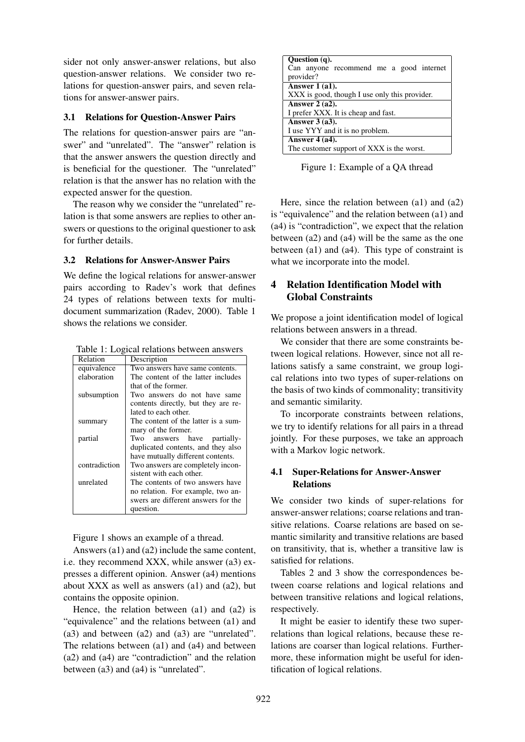sider not only answer-answer relations, but also question-answer relations. We consider two relations for question-answer pairs, and seven relations for answer-answer pairs.

### 3.1 Relations for Question-Answer Pairs

The relations for question-answer pairs are "answer" and "unrelated". The "answer" relation is that the answer answers the question directly and is beneficial for the questioner. The "unrelated" relation is that the answer has no relation with the expected answer for the question.

The reason why we consider the "unrelated" relation is that some answers are replies to other answers or questions to the original questioner to ask for further details.

### 3.2 Relations for Answer-Answer Pairs

We define the logical relations for answer-answer pairs according to Radev's work that defines 24 types of relations between texts for multi-document summarization (Radev, 2000). Table 1 shows the relations we consider.

Table 1: Logical relations between answers

| Relation | Description |
|---|---|
| equivalence | Two answers have same contents. |
| elaboration | The content of the latter includes that of the former. |
| subsumption | Two answers do not have same contents directly, but they are related to each other. |
| summary | The content of the latter is a summary of the former. |
| partial | Two answers have partially-duplicated contents, and they also have mutually different contents. |
| contradiction | Two answers are completely inconsistent with each other. |
| unrelated | The contents of two answers have no relation. For example, two answers are different answers for the question. |

Figure 1 shows an example of a thread.

| |
|---|
| **Question (q).** Can anyone recommend me a good internet provider? |
| **Answer 1 (a1).** XXX is good, though I use only this provider. |
| **Answer 2 (a2).** I prefer XXX. It is cheap and fast. |
| **Answer 3 (a3).** I use YYY and it is no problem. |
| **Answer 4 (a4).** The customer support of XXX is the worst. |

Figure 1: Example of a QA thread

Answers (a1) and (a2) include the same content, i.e. they recommend XXX, while answer (a3) expresses a different opinion. Answer (a4) mentions about XXX as well as answers (a1) and (a2), but contains the opposite opinion.

Hence, the relation between (a1) and (a2) is "equivalence" and the relations between (a1) and (a3) and between (a2) and (a3) are "unrelated". The relations between (a1) and (a4) and between (a2) and (a4) are "contradiction" and the relation between (a3) and (a4) is "unrelated".

Here, since the relation between (a1) and (a2) is "equivalence" and the relation between (a1) and (a4) is "contradiction", we expect that the relation between (a2) and (a4) will be the same as the one between (a1) and (a4). This type of constraint is what we incorporate into the model.

## 4 Relation Identification Model with Global Constraints

We propose a joint identification model of logical relations between answers in a thread.

We consider that there are some constraints between logical relations. However, since not all relations satisfy a same constraint, we group logical relations into two types of super-relations on the basis of two kinds of commonality; transitivity and semantic similarity.

To incorporate constraints between relations, we try to identify relations for all pairs in a thread jointly. For these purposes, we take an approach with a Markov logic network.

### 4.1 Super-Relations for Answer-Answer Relations

We consider two kinds of super-relations for answer-answer relations; coarse relations and transitive relations. Coarse relations are based on semantic similarity and transitive relations are based on transitivity, that is, whether a transitive law is satisfied for relations.

Tables 2 and 3 show the correspondences between coarse relations and logical relations and between transitive relations and logical relations, respectively.

It might be easier to identify these two super-relations than logical relations, because these relations are coarser than logical relations. Furthermore, these information might be useful for identification of logical relations.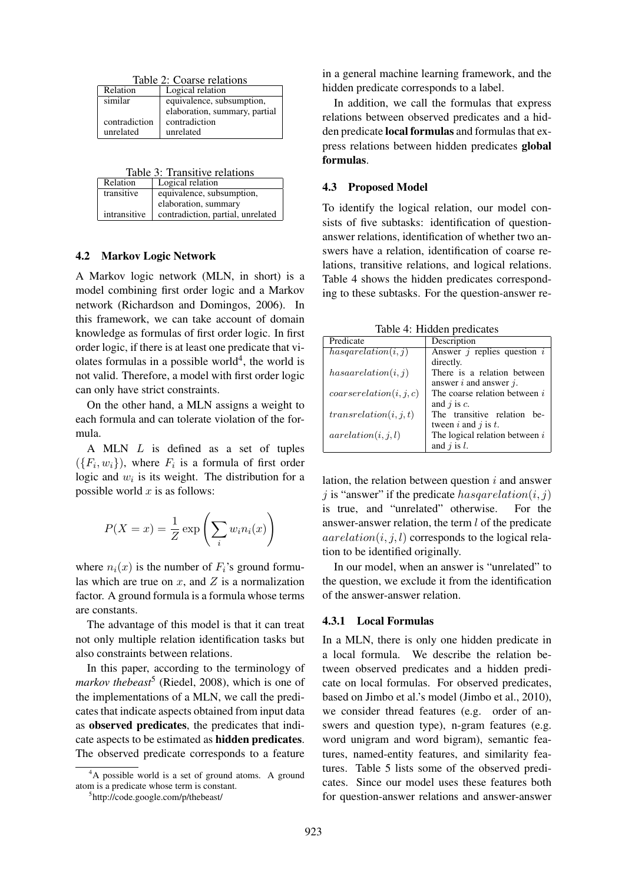Table 2: Coarse relations

| Relation | Logical relation |
| --- | --- |
| similar | equivalence, subsumption, elaboration, summary, partial |
| contradiction | contradiction |
| unrelated | unrelated |

Table 3: Transitive relations

| Relation | Logical relation |
| --- | --- |
| transitive | equivalence, subsumption, elaboration, summary |
| intransitive | contradiction, partial, unrelated |

### 4.2 Markov Logic Network

A Markov logic network (MLN, in short) is a model combining first order logic and a Markov network (Richardson and Domingos, 2006). In this framework, we can take account of domain knowledge as formulas of first order logic. In first order logic, if there is at least one predicate that violates formulas in a possible world[4], the world is not valid. Therefore, a model with first order logic can only have strict constraints.

On the other hand, a MLN assigns a weight to each formula and can tolerate violation of the formula.

A MLN $L$ is defined as a set of tuples $(\{F_i, w_i\})$, where $F_i$ is a formula of first order logic and $w_i$ is its weight. The distribution for a possible world $x$ is as follows:

$$P(X = x) = \frac{1}{Z} \exp\left(\sum_i w_i n_i(x)\right)$$

where $n_i(x)$ is the number of $F_i$'s ground formulas which are true on $x$, and $Z$ is a normalization factor. A ground formula is a formula whose terms are constants.

The advantage of this model is that it can treat not only multiple relation identification tasks but also constraints between relations.

In this paper, according to the terminology of *markov thebeast*[5] (Riedel, 2008), which is one of the implementations of a MLN, we call the predicates that indicate aspects obtained from input data as **observed predicates**, the predicates that indicate aspects to be estimated as **hidden predicates**. The observed predicate corresponds to a feature in a general machine learning framework, and the hidden predicate corresponds to a label.

In addition, we call the formulas that express relations between observed predicates and a hidden predicate **local formulas** and formulas that express relations between hidden predicates **global formulas**.

### 4.3 Proposed Model

To identify the logical relation, our model consists of five subtasks: identification of question-answer relations, identification of whether two answers have a relation, identification of coarse relations, transitive relations, and logical relations. Table 4 shows the hidden predicates corresponding to these subtasks. For the question-answer relation, the relation between question $i$ and answer $j$ is "answer" if the predicate $hasqarelation(i, j)$ is true, and "unrelated" otherwise. For the answer-answer relation, the term $l$ of the predicate $aarelation(i, j, l)$ corresponds to the logical relation to be identified originally.

Table 4: Hidden predicates

| Predicate | Description |
| --- | --- |
| $hasqarelation(i, j)$ | Answer $j$ replies question $i$ directly. |
| $hasaarelation(i, j)$ | There is a relation between answer $i$ and answer $j$. |
| $coarserelation(i, j, c)$ | The coarse relation between $i$ and $j$ is $c$. |
| $transrelation(i, j, t)$ | The transitive relation between $i$ and $j$ is $t$. |
| $aarelation(i, j, l)$ | The logical relation between $i$ and $j$ is $l$. |

In our model, when an answer is "unrelated" to the question, we exclude it from the identification of the answer-answer relation.

#### 4.3.1 Local Formulas

In a MLN, there is only one hidden predicate in a local formula. We describe the relation between observed predicates and a hidden predicate on local formulas. For observed predicates, based on Jimbo et al.'s model (Jimbo et al., 2010), we consider thread features (e.g. order of answers and question type), n-gram features (e.g. word unigram and word bigram), semantic features, named-entity features, and similarity features. Table 5 lists some of the observed predicates. Since our model uses these features both for question-answer relations and answer-answer

---

[4] A possible world is a set of ground atoms. A ground atom is a predicate whose term is constant.

[5] http://code.google.com/p/thebeast/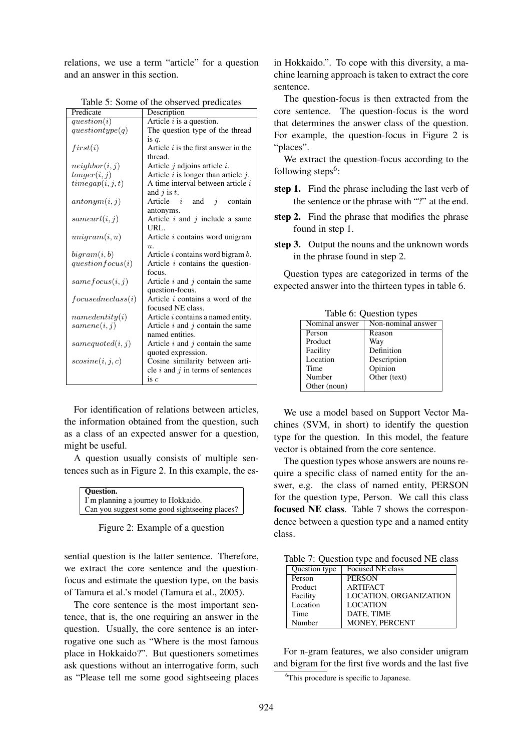relations, we use a term "article" for a question and an answer in this section.

Table 5: Some of the observed predicates

| Predicate | Description |
|---|---|
| $question(i)$ | Article $i$ is a question. |
| $questiontype(q)$ | The question type of the thread is $q$. |
| $first(i)$ | Article $i$ is the first answer in the thread. |
| $neighbor(i, j)$ | Article $j$ adjoins article $i$. |
| $longer(i, j)$ | Article $i$ is longer than article $j$. |
| $timegap(i, j, t)$ | A time interval between article $i$ and $j$ is $t$. |
| $antonym(i, j)$ | Article $i$ and $j$ contain antonyms. |
| $sameurl(i, j)$ | Article $i$ and $j$ include a same URL. |
| $unigram(i, u)$ | Article $i$ contains word unigram $u$. |
| $bigram(i, b)$ | Article $i$ contains word bigram $b$. |
| $questionfocus(i)$ | Article $i$ contains the question-focus. |
| $samefocus(i, j)$ | Article $i$ and $j$ contain the same question-focus. |
| $focusedneclass(i)$ | Article $i$ contains a word of the focused NE class. |
| $namedentity(i)$ | Article $i$ contains a named entity. |
| $samene(i, j)$ | Article $i$ and $j$ contain the same named entities. |
| $samequoted(i, j)$ | Article $i$ and $j$ contain the same quoted expression. |
| $scosine(i, j, c)$ | Cosine similarity between article $i$ and $j$ in terms of sentences is $c$ |

For identification of relations between articles, the information obtained from the question, such as a class of an expected answer for a question, might be useful.

A question usually consists of multiple sentences such as in Figure 2. In this example, the essential question is the latter sentence. Therefore, we extract the core sentence and the question-focus and estimate the question type, on the basis of Tamura et al.'s model (Tamura et al., 2005).

| **Question.** |
|---|
| I'm planning a journey to Hokkaido. |
| Can you suggest some good sightseeing places? |

Figure 2: Example of a question

The core sentence is the most important sentence, that is, the one requiring an answer in the question. Usually, the core sentence is an interrogative one such as "Where is the most famous place in Hokkaido?". But questioners sometimes ask questions without an interrogative form, such as "Please tell me some good sightseeing places in Hokkaido.". To cope with this diversity, a machine learning approach is taken to extract the core sentence.

The question-focus is then extracted from the core sentence. The question-focus is the word that determines the answer class of the question. For example, the question-focus in Figure 2 is "places".

We extract the question-focus according to the following steps[6]:

**step 1.** Find the phrase including the last verb of the sentence or the phrase with "?" at the end.

**step 2.** Find the phrase that modifies the phrase found in step 1.

**step 3.** Output the nouns and the unknown words in the phrase found in step 2.

Question types are categorized in terms of the expected answer into the thirteen types in table 6.

Table 6: Question types

| Nominal answer | Non-nominal answer |
|---|---|
| Person | Reason |
| Product | Way |
| Facility | Definition |
| Location | Description |
| Time | Opinion |
| Number | Other (text) |
| Other (noun) | |

We use a model based on Support Vector Machines (SVM, in short) to identify the question type for the question. In this model, the feature vector is obtained from the core sentence.

The question types whose answers are nouns require a specific class of named entity for the answer, e.g. the class of named entity, PERSON for the question type, Person. We call this class **focused NE class**. Table 7 shows the correspondence between a question type and a named entity class.

Table 7: Question type and focused NE class

| Question type | Focused NE class |
|---|---|
| Person | PERSON |
| Product | ARTIFACT |
| Facility | LOCATION, ORGANIZATION |
| Location | LOCATION |
| Time | DATE, TIME |
| Number | MONEY, PERCENT |

For n-gram features, we also consider unigram and bigram for the first five words and the last five

[6] This procedure is specific to Japanese.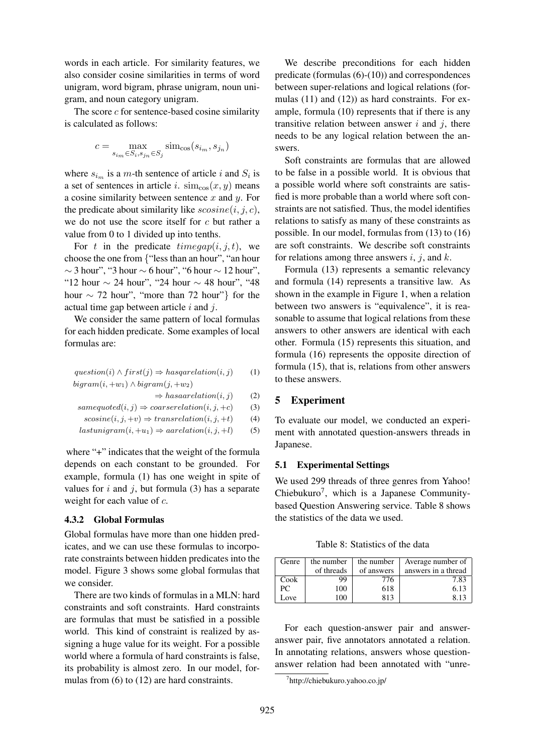words in each article. For similarity features, we also consider cosine similarities in terms of word unigram, word bigram, phrase unigram, noun unigram, and noun category unigram.

The score $c$ for sentence-based cosine similarity is calculated as follows:

$$c = \max_{s_{i_m} \in S_i, s_{j_n} \in S_j} \mathrm{sim}_{\cos}(s_{i_m}, s_{j_n})$$

where $s_{i_m}$ is a $m$-th sentence of article $i$ and $S_i$ is a set of sentences in article $i$. $\mathrm{sim}_{\cos}(x, y)$ means a cosine similarity between sentence $x$ and $y$. For the predicate about similarity like $scosine(i, j, c)$, we do not use the score itself for $c$ but rather a value from 0 to 1 divided up into tenths.

For $t$ in the predicate $timegap(i, j, t)$, we choose the one from {"less than an hour", "an hour $\sim$ 3 hour", "3 hour $\sim$ 6 hour", "6 hour $\sim$ 12 hour", "12 hour $\sim$ 24 hour", "24 hour $\sim$ 48 hour", "48 hour $\sim$ 72 hour", "more than 72 hour"} for the actual time gap between article $i$ and $j$.

We consider the same pattern of local formulas for each hidden predicate. Some examples of local formulas are:

$$question(i) \wedge first(j) \Rightarrow hasqarelation(i, j) \quad (1)$$

$$bigram(i, +w_1) \wedge bigram(j, +w_2) \Rightarrow hasaarelation(i, j) \quad (2)$$

$$samequoted(i, j) \Rightarrow coarserelation(i, j, +c) \quad (3)$$

$$scosine(i, j, +v) \Rightarrow transrelation(i, j, +t) \quad (4)$$

$$lastunigram(i, +u_1) \Rightarrow aarelation(i, j, +l) \quad (5)$$

where "+" indicates that the weight of the formula depends on each constant to be grounded. For example, formula (1) has one weight in spite of values for $i$ and $j$, but formula (3) has a separate weight for each value of $c$.

### 4.3.2 Global Formulas

Global formulas have more than one hidden predicates, and we can use these formulas to incorporate constraints between hidden predicates into the model. Figure 3 shows some global formulas that we consider.

There are two kinds of formulas in a MLN: hard constraints and soft constraints. Hard constraints are formulas that must be satisfied in a possible world. This kind of constraint is realized by assigning a huge value for its weight. For a possible world where a formula of hard constraints is false, its probability is almost zero. In our model, formulas from (6) to (12) are hard constraints.

We describe preconditions for each hidden predicate (formulas (6)-(10)) and correspondences between super-relations and logical relations (formulas (11) and (12)) as hard constraints. For example, formula (10) represents that if there is any transitive relation between answer $i$ and $j$, there needs to be any logical relation between the answers.

Soft constraints are formulas that are allowed to be false in a possible world. It is obvious that a possible world where soft constraints are satisfied is more probable than a world where soft constraints are not satisfied. Thus, the model identifies relations to satisfy as many of these constraints as possible. In our model, formulas from (13) to (16) are soft constraints. We describe soft constraints for relations among three answers $i$, $j$, and $k$.

Formula (13) represents a semantic relevancy and formula (14) represents a transitive law. As shown in the example in Figure 1, when a relation between two answers is "equivalence", it is reasonable to assume that logical relations from these answers to other answers are identical with each other. Formula (15) represents this situation, and formula (16) represents the opposite direction of formula (15), that is, relations from other answers to these answers.

## 5 Experiment

To evaluate our model, we conducted an experiment with annotated question-answers threads in Japanese.

### 5.1 Experimental Settings

We used 299 threads of three genres from Yahoo! Chiebukuro[7], which is a Japanese Community-based Question Answering service. Table 8 shows the statistics of the data we used.

Table 8: Statistics of the data

| Genre | the number of threads | the number of answers | Average number of answers in a thread |
|---|---|---|---|
| Cook | 99 | 776 | 7.83 |
| PC | 100 | 618 | 6.13 |
| Love | 100 | 813 | 8.13 |

For each question-answer pair and answer-answer pair, five annotators annotated a relation. In annotating relations, answers whose question-answer relation had been annotated with "unre-

[7] http://chiebukuro.yahoo.co.jp/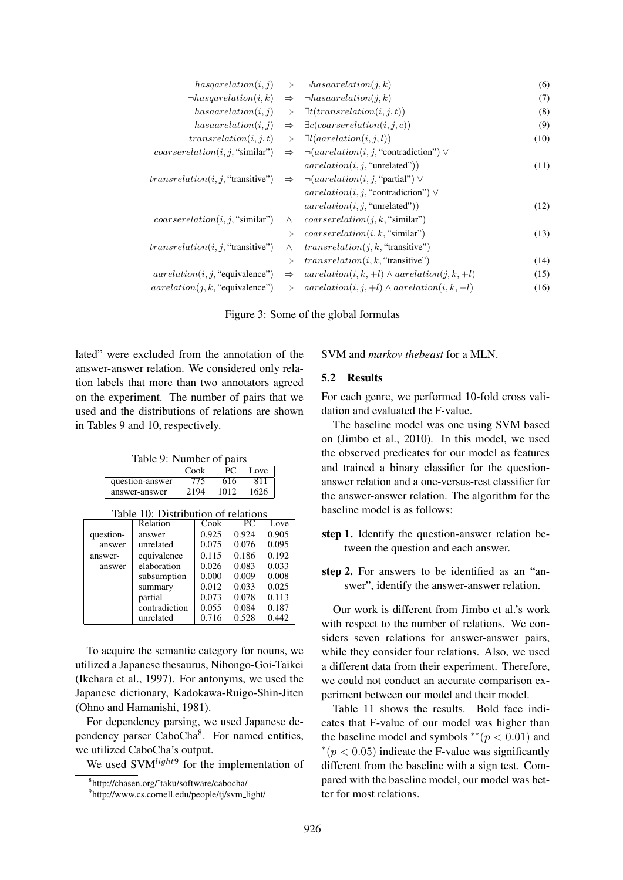$$\neg hasqarelation(i,j) \Rightarrow \neg hasaarelation(j,k) \quad (6)$$

$$\neg hasqarelation(i,k) \Rightarrow \neg hasaarelation(j,k) \quad (7)$$

$$hasaarelation(i,j) \Rightarrow \exists t(transrelation(i,j,t)) \quad (8)$$

$$hasaarelation(i,j) \Rightarrow \exists c(coarserelation(i,j,c)) \quad (9)$$

$$transrelation(i,j,t) \Rightarrow \exists l(aarelation(i,j,l)) \quad (10)$$

$$coarserelation(i,j,\text{“similar”}) \Rightarrow \neg(aarelation(i,j,\text{“contradiction”}) \vee aarelation(i,j,\text{“unrelated”})) \quad (11)$$

$$transrelation(i,j,\text{“transitive”}) \Rightarrow \neg(aarelation(i,j,\text{“partial”}) \vee aarelation(i,j,\text{“contradiction”}) \vee aarelation(i,j,\text{“unrelated”})) \quad (12)$$

$$coarserelation(i,j,\text{“similar”}) \wedge coarserelation(j,k,\text{“similar”}) \Rightarrow coarserelation(i,k,\text{“similar”}) \quad (13)$$

$$transrelation(i,j,\text{“transitive”}) \wedge transrelation(j,k,\text{“transitive”}) \Rightarrow transrelation(i,k,\text{“transitive”}) \quad (14)$$

$$aarelation(i,j,\text{“equivalence”}) \Rightarrow aarelation(i,k,+l) \wedge aarelation(j,k,+l) \quad (15)$$

$$aarelation(j,k,\text{“equivalence”}) \Rightarrow aarelation(i,j,+l) \wedge aarelation(i,k,+l) \quad (16)$$

Figure 3: Some of the global formulas

lated” were excluded from the annotation of the answer-answer relation. We considered only relation labels that more than two annotators agreed on the experiment. The number of pairs that we used and the distributions of relations are shown in Tables 9 and 10, respectively.

Table 9: Number of pairs

| | Cook | PC | Love |
|---|---|---|---|
| question-answer | 775 | 616 | 811 |
| answer-answer | 2194 | 1012 | 1626 |

Table 10: Distribution of relations

| | Relation | Cook | PC | Love |
|---|---|---|---|---|
| question-answer | answer | 0.925 | 0.924 | 0.905 |
| | unrelated | 0.075 | 0.076 | 0.095 |
| answer-answer | equivalence | 0.115 | 0.186 | 0.192 |
| | elaboration | 0.026 | 0.083 | 0.033 |
| | subsumption | 0.000 | 0.009 | 0.008 |
| | summary | 0.012 | 0.033 | 0.025 |
| | partial | 0.073 | 0.078 | 0.113 |
| | contradiction | 0.055 | 0.084 | 0.187 |
| | unrelated | 0.716 | 0.528 | 0.442 |

To acquire the semantic category for nouns, we utilized a Japanese thesaurus, Nihongo-Goi-Taikei (Ikehara et al., 1997). For antonyms, we used the Japanese dictionary, Kadokawa-Ruigo-Shin-Jiten (Ohno and Hamanishi, 1981).

For dependency parsing, we used Japanese dependency parser CaboCha[8]. For named entities, we utilized CaboCha's output.

We used SVM$^{light}$[9] for the implementation of SVM and *markov thebeast* for a MLN.

[8] http://chasen.org/~taku/software/cabocha/

[9] http://www.cs.cornell.edu/people/tj/svm_light/

## 5.2 Results

For each genre, we performed 10-fold cross validation and evaluated the F-value.

The baseline model was one using SVM based on (Jimbo et al., 2010). In this model, we used the observed predicates for our model as features and trained a binary classifier for the question-answer relation and a one-versus-rest classifier for the answer-answer relation. The algorithm for the baseline model is as follows:

**step 1.** Identify the question-answer relation between the question and each answer.

**step 2.** For answers to be identified as an “answer”, identify the answer-answer relation.

Our work is different from Jimbo et al.'s work with respect to the number of relations. We considers seven relations for answer-answer pairs, while they consider four relations. Also, we used a different data from their experiment. Therefore, we could not conduct an accurate comparison experiment between our model and their model.

Table 11 shows the results. Bold face indicates that F-value of our model was higher than the baseline model and symbols $^{**}(p < 0.01)$ and $^{*}(p < 0.05)$ indicate the F-value was significantly different from the baseline with a sign test. Compared with the baseline model, our model was better for most relations.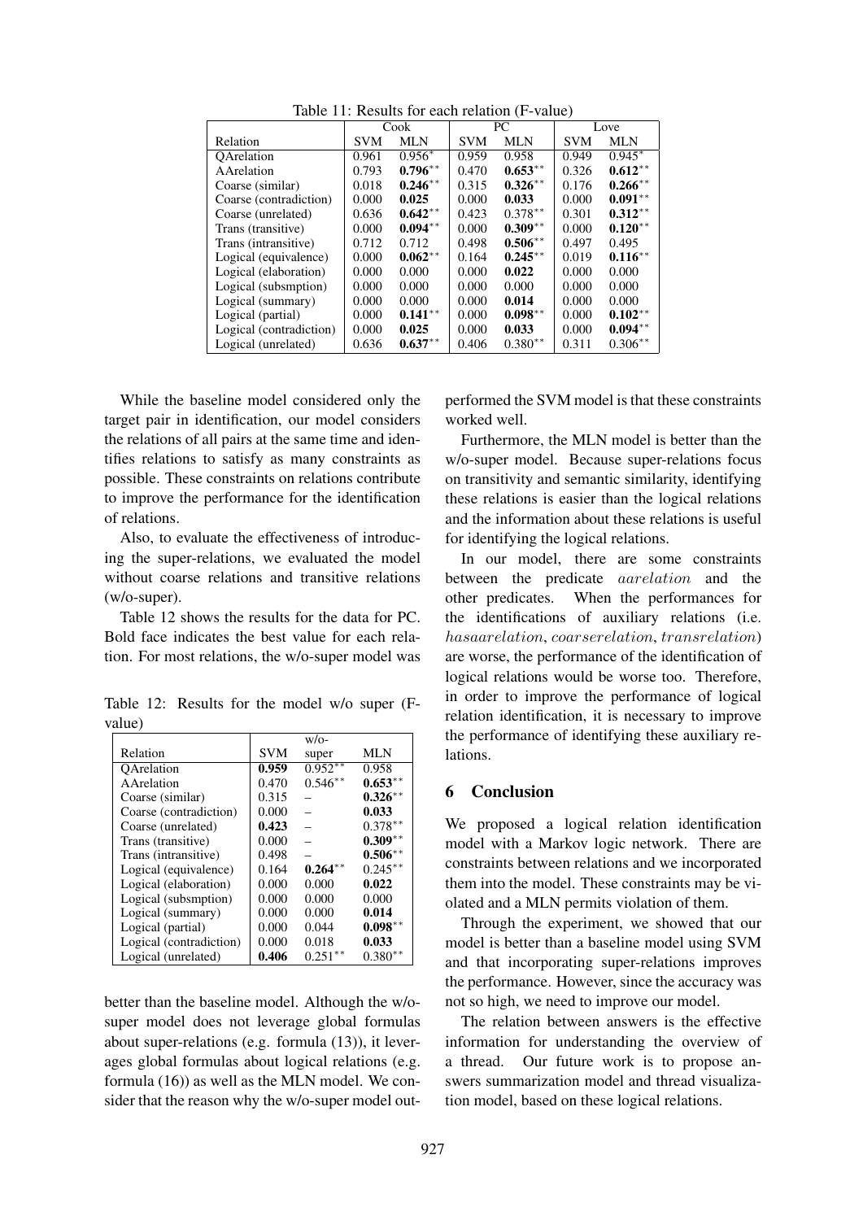Table 11: Results for each relation (F-value)

| | Cook | | PC | | Love | |
|---|---|---|---|---|---|---|
| Relation | SVM | MLN | SVM | MLN | SVM | MLN |
| QArelation | 0.961 | 0.956* | 0.959 | 0.958 | 0.949 | 0.945* |
| AArelation | 0.793 | **0.796**** | 0.470 | **0.653**** | 0.326 | **0.612**** |
| Coarse (similar) | 0.018 | **0.246**** | 0.315 | **0.326**** | 0.176 | **0.266**** |
| Coarse (contradiction) | 0.000 | **0.025** | 0.000 | **0.033** | 0.000 | **0.091**** |
| Coarse (unrelated) | 0.636 | **0.642**** | 0.423 | 0.378** | 0.301 | **0.312**** |
| Trans (transitive) | 0.000 | **0.094**** | 0.000 | **0.309**** | 0.000 | **0.120**** |
| Trans (intransitive) | 0.712 | 0.712 | 0.498 | **0.506**** | 0.497 | 0.495 |
| Logical (equivalence) | 0.000 | **0.062**** | 0.164 | **0.245**** | 0.019 | **0.116**** |
| Logical (elaboration) | 0.000 | 0.000 | 0.000 | **0.022** | 0.000 | 0.000 |
| Logical (subsmption) | 0.000 | 0.000 | 0.000 | 0.000 | 0.000 | 0.000 |
| Logical (summary) | 0.000 | 0.000 | 0.000 | **0.014** | 0.000 | 0.000 |
| Logical (partial) | 0.000 | **0.141**** | 0.000 | **0.098**** | 0.000 | **0.102**** |
| Logical (contradiction) | 0.000 | **0.025** | 0.000 | **0.033** | 0.000 | **0.094**** |
| Logical (unrelated) | 0.636 | **0.637**** | 0.406 | 0.380** | 0.311 | 0.306** |

While the baseline model considered only the target pair in identification, our model considers the relations of all pairs at the same time and identifies relations to satisfy as many constraints as possible. These constraints on relations contribute to improve the performance for the identification of relations.

Also, to evaluate the effectiveness of introducing the super-relations, we evaluated the model without coarse relations and transitive relations (w/o-super).

Table 12 shows the results for the data for PC. Bold face indicates the best value for each relation. For most relations, the w/o-super model was

Table 12: Results for the model w/o super (F-value)

| Relation | SVM | w/o-super | MLN |
|---|---|---|---|
| QArelation | **0.959** | 0.952** | 0.958 |
| AArelation | 0.470 | 0.546** | **0.653**** |
| Coarse (similar) | 0.315 | – | **0.326**** |
| Coarse (contradiction) | 0.000 | – | **0.033** |
| Coarse (unrelated) | **0.423** | – | 0.378** |
| Trans (transitive) | 0.000 | – | **0.309**** |
| Trans (intransitive) | 0.498 | – | **0.506**** |
| Logical (equivalence) | 0.164 | **0.264**** | 0.245** |
| Logical (elaboration) | 0.000 | 0.000 | **0.022** |
| Logical (subsmption) | 0.000 | 0.000 | 0.000 |
| Logical (summary) | 0.000 | 0.000 | **0.014** |
| Logical (partial) | 0.000 | 0.044 | **0.098**** |
| Logical (contradiction) | 0.000 | 0.018 | **0.033** |
| Logical (unrelated) | **0.406** | 0.251** | 0.380** |

better than the baseline model. Although the w/o-super model does not leverage global formulas about super-relations (e.g. formula (13)), it leverages global formulas about logical relations (e.g. formula (16)) as well as the MLN model. We consider that the reason why the w/o-super model outperformed the SVM model is that these constraints worked well.

Furthermore, the MLN model is better than the w/o-super model. Because super-relations focus on transitivity and semantic similarity, identifying these relations is easier than the logical relations and the information about these relations is useful for identifying the logical relations.

In our model, there are some constraints between the predicate $aarelation$ and the other predicates. When the performances for the identifications of auxiliary relations (i.e. $hasaarelation, coarserelation, transrelation$) are worse, the performance of the identification of logical relations would be worse too. Therefore, in order to improve the performance of logical relation identification, it is necessary to improve the performance of identifying these auxiliary relations.

## 6 Conclusion

We proposed a logical relation identification model with a Markov logic network. There are constraints between relations and we incorporated them into the model. These constraints may be violated and a MLN permits violation of them.

Through the experiment, we showed that our model is better than a baseline model using SVM and that incorporating super-relations improves the performance. However, since the accuracy was not so high, we need to improve our model.

The relation between answers is the effective information for understanding the overview of a thread. Our future work is to propose answers summarization model and thread visualization model, based on these logical relations.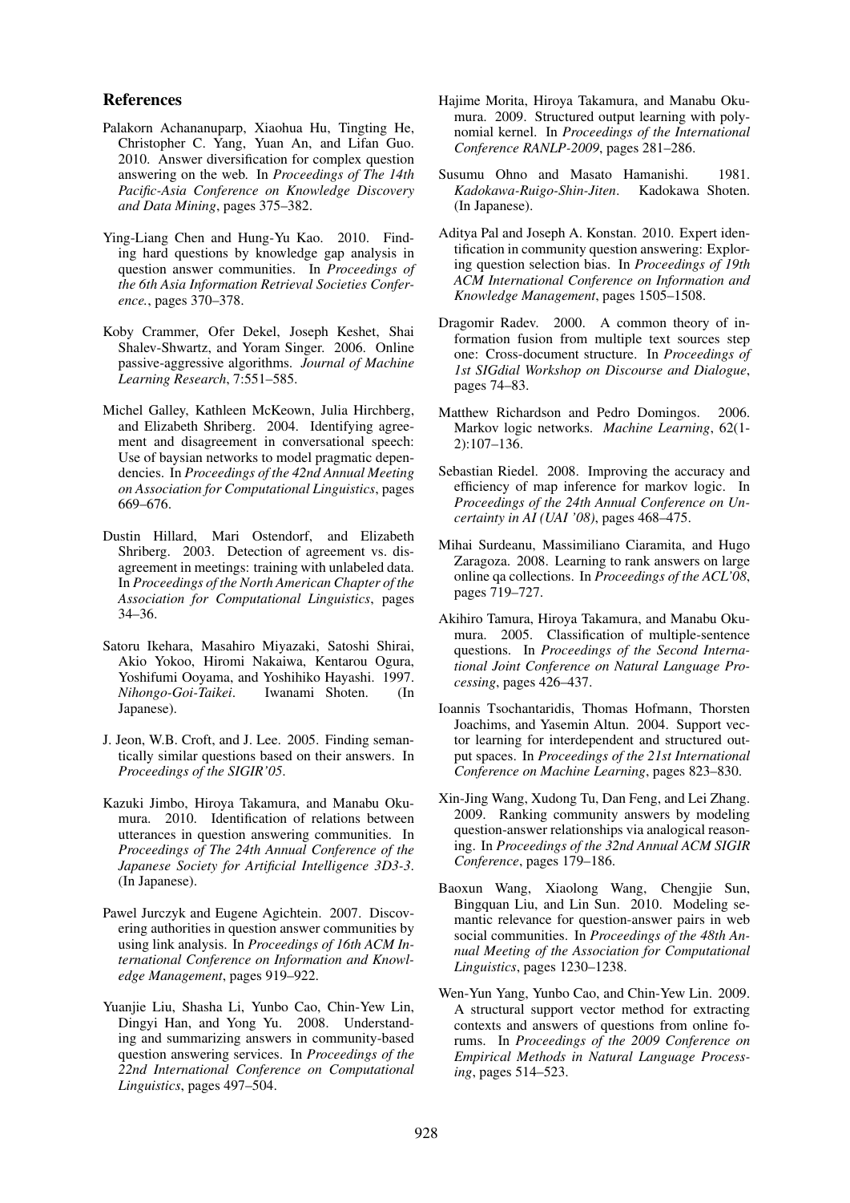## References

Palakorn Achananuparp, Xiaohua Hu, Tingting He, Christopher C. Yang, Yuan An, and Lifan Guo. 2010. Answer diversification for complex question answering on the web. In *Proceedings of The 14th Pacific-Asia Conference on Knowledge Discovery and Data Mining*, pages 375–382.

Ying-Liang Chen and Hung-Yu Kao. 2010. Finding hard questions by knowledge gap analysis in question answer communities. In *Proceedings of the 6th Asia Information Retrieval Societies Conference.*, pages 370–378.

Koby Crammer, Ofer Dekel, Joseph Keshet, Shai Shalev-Shwartz, and Yoram Singer. 2006. Online passive-aggressive algorithms. *Journal of Machine Learning Research*, 7:551–585.

Michel Galley, Kathleen McKeown, Julia Hirchberg, and Elizabeth Shriberg. 2004. Identifying agreement and disagreement in conversational speech: Use of baysian networks to model pragmatic dependencies. In *Proceedings of the 42nd Annual Meeting on Association for Computational Linguistics*, pages 669–676.

Dustin Hillard, Mari Ostendorf, and Elizabeth Shriberg. 2003. Detection of agreement vs. disagreement in meetings: training with unlabeled data. In *Proceedings of the North American Chapter of the Association for Computational Linguistics*, pages 34–36.

Satoru Ikehara, Masahiro Miyazaki, Satoshi Shirai, Akio Yokoo, Hiromi Nakaiwa, Kentarou Ogura, Yoshifumi Ooyama, and Yoshihiko Hayashi. 1997. *Nihongo-Goi-Taikei*. Iwanami Shoten. (In Japanese).

J. Jeon, W.B. Croft, and J. Lee. 2005. Finding semantically similar questions based on their answers. In *Proceedings of the SIGIR'05*.

Kazuki Jimbo, Hiroya Takamura, and Manabu Okumura. 2010. Identification of relations between utterances in question answering communities. In *Proceedings of The 24th Annual Conference of the Japanese Society for Artificial Intelligence 3D3-3*. (In Japanese).

Pawel Jurczyk and Eugene Agichtein. 2007. Discovering authorities in question answer communities by using link analysis. In *Proceedings of 16th ACM International Conference on Information and Knowledge Management*, pages 919–922.

Yuanjie Liu, Shasha Li, Yunbo Cao, Chin-Yew Lin, Dingyi Han, and Yong Yu. 2008. Understanding and summarizing answers in community-based question answering services. In *Proceedings of the 22nd International Conference on Computational Linguistics*, pages 497–504.

Hajime Morita, Hiroya Takamura, and Manabu Okumura. 2009. Structured output learning with polynomial kernel. In *Proceedings of the International Conference RANLP-2009*, pages 281–286.

Susumu Ohno and Masato Hamanishi. 1981. *Kadokawa-Ruigo-Shin-Jiten*. Kadokawa Shoten. (In Japanese).

Aditya Pal and Joseph A. Konstan. 2010. Expert identification in community question answering: Exploring question selection bias. In *Proceedings of 19th ACM International Conference on Information and Knowledge Management*, pages 1505–1508.

Dragomir Radev. 2000. A common theory of information fusion from multiple text sources step one: Cross-document structure. In *Proceedings of 1st SIGdial Workshop on Discourse and Dialogue*, pages 74–83.

Matthew Richardson and Pedro Domingos. 2006. Markov logic networks. *Machine Learning*, 62(1-2):107–136.

Sebastian Riedel. 2008. Improving the accuracy and efficiency of map inference for markov logic. In *Proceedings of the 24th Annual Conference on Uncertainty in AI (UAI '08)*, pages 468–475.

Mihai Surdeanu, Massimiliano Ciaramita, and Hugo Zaragoza. 2008. Learning to rank answers on large online qa collections. In *Proceedings of the ACL'08*, pages 719–727.

Akihiro Tamura, Hiroya Takamura, and Manabu Okumura. 2005. Classification of multiple-sentence questions. In *Proceedings of the Second International Joint Conference on Natural Language Processing*, pages 426–437.

Ioannis Tsochantaridis, Thomas Hofmann, Thorsten Joachims, and Yasemin Altun. 2004. Support vector learning for interdependent and structured output spaces. In *Proceedings of the 21st International Conference on Machine Learning*, pages 823–830.

Xin-Jing Wang, Xudong Tu, Dan Feng, and Lei Zhang. 2009. Ranking community answers by modeling question-answer relationships via analogical reasoning. In *Proceedings of the 32nd Annual ACM SIGIR Conference*, pages 179–186.

Baoxun Wang, Xiaolong Wang, Chengjie Sun, Bingquan Liu, and Lin Sun. 2010. Modeling semantic relevance for question-answer pairs in web social communities. In *Proceedings of the 48th Annual Meeting of the Association for Computational Linguistics*, pages 1230–1238.

Wen-Yun Yang, Yunbo Cao, and Chin-Yew Lin. 2009. A structural support vector method for extracting contexts and answers of questions from online forums. In *Proceedings of the 2009 Conference on Empirical Methods in Natural Language Processing*, pages 514–523.